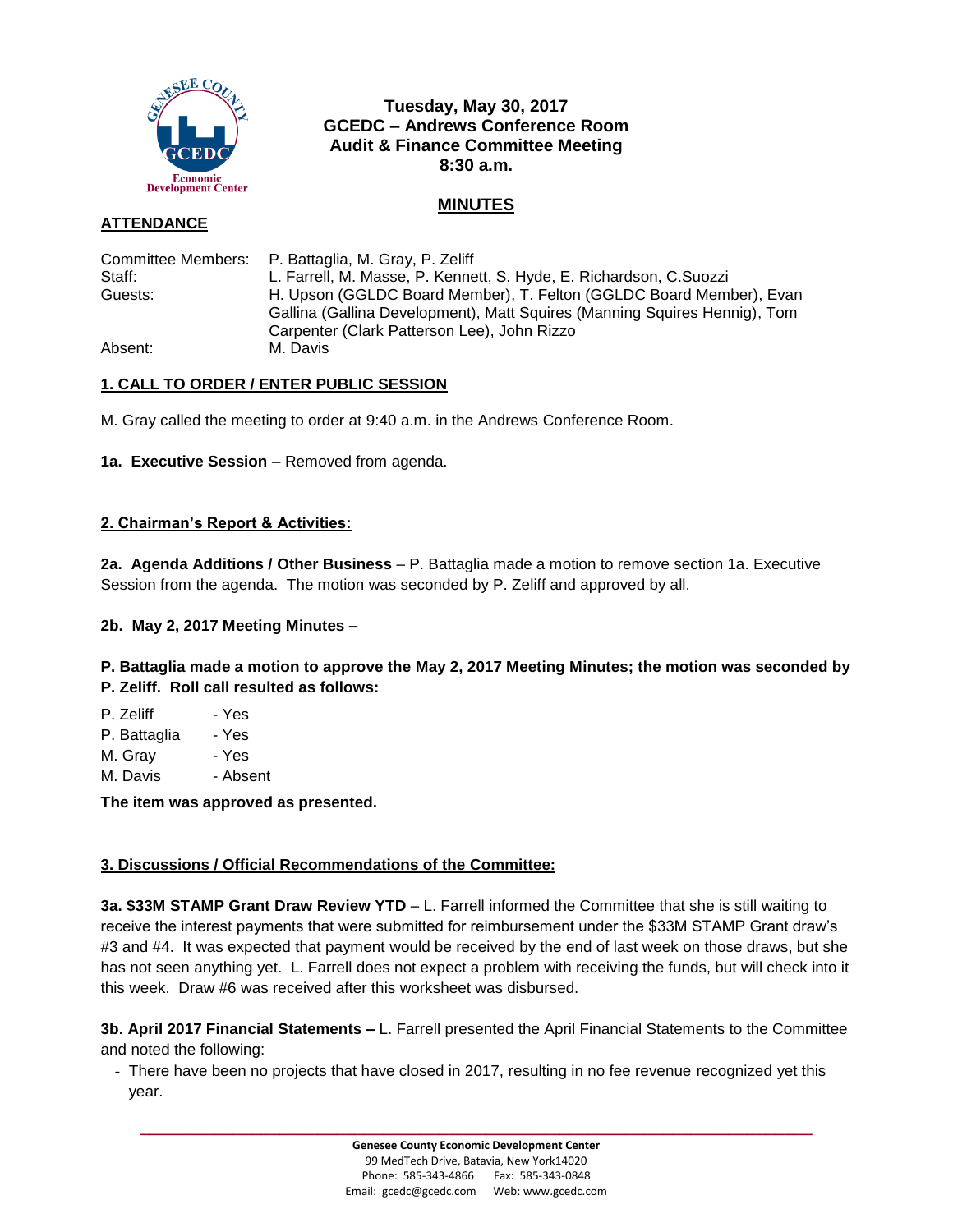**Tuesday, May 30, 2017**
**GCEDC – Andrews Conference Room**
**Audit & Finance Committee Meeting**
**8:30 a.m.**

## MINUTES

**ATTENDANCE**

| | |
|---|---|
| Committee Members: | P. Battaglia, M. Gray, P. Zeliff |
| Staff: | L. Farrell, M. Masse, P. Kennett, S. Hyde, E. Richardson, C.Suozzi |
| Guests: | H. Upson (GGLDC Board Member), T. Felton (GGLDC Board Member), Evan Gallina (Gallina Development), Matt Squires (Manning Squires Hennig), Tom Carpenter (Clark Patterson Lee), John Rizzo |
| Absent: | M. Davis |

**1. CALL TO ORDER / ENTER PUBLIC SESSION**

M. Gray called the meeting to order at 9:40 a.m. in the Andrews Conference Room.

**1a. Executive Session** – Removed from agenda.

**2. Chairman's Report & Activities:**

**2a. Agenda Additions / Other Business** – P. Battaglia made a motion to remove section 1a. Executive Session from the agenda. The motion was seconded by P. Zeliff and approved by all.

**2b. May 2, 2017 Meeting Minutes –**

**P. Battaglia made a motion to approve the May 2, 2017 Meeting Minutes; the motion was seconded by P. Zeliff. Roll call resulted as follows:**

P. Zeliff - Yes
P. Battaglia - Yes
M. Gray - Yes
M. Davis - Absent

**The item was approved as presented.**

**3. Discussions / Official Recommendations of the Committee:**

**3a. $33M STAMP Grant Draw Review YTD** – L. Farrell informed the Committee that she is still waiting to receive the interest payments that were submitted for reimbursement under the $33M STAMP Grant draw's #3 and #4. It was expected that payment would be received by the end of last week on those draws, but she has not seen anything yet. L. Farrell does not expect a problem with receiving the funds, but will check into it this week. Draw #6 was received after this worksheet was disbursed.

**3b. April 2017 Financial Statements –** L. Farrell presented the April Financial Statements to the Committee and noted the following:

- There have been no projects that have closed in 2017, resulting in no fee revenue recognized yet this year.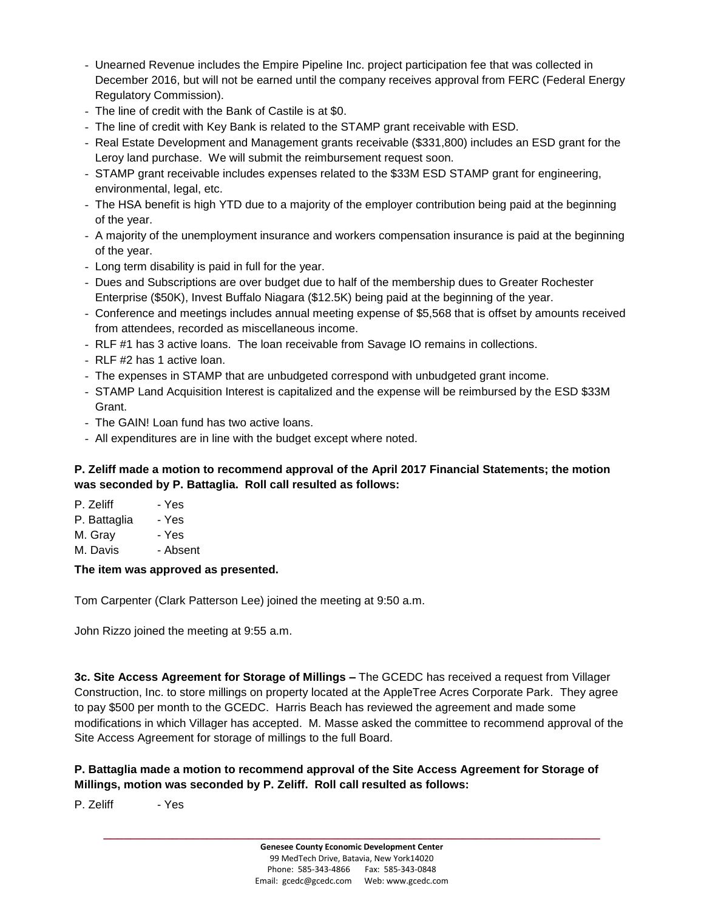- Unearned Revenue includes the Empire Pipeline Inc. project participation fee that was collected in December 2016, but will not be earned until the company receives approval from FERC (Federal Energy Regulatory Commission).
- The line of credit with the Bank of Castile is at $0.
- The line of credit with Key Bank is related to the STAMP grant receivable with ESD.
- Real Estate Development and Management grants receivable ($331,800) includes an ESD grant for the Leroy land purchase. We will submit the reimbursement request soon.
- STAMP grant receivable includes expenses related to the $33M ESD STAMP grant for engineering, environmental, legal, etc.
- The HSA benefit is high YTD due to a majority of the employer contribution being paid at the beginning of the year.
- A majority of the unemployment insurance and workers compensation insurance is paid at the beginning of the year.
- Long term disability is paid in full for the year.
- Dues and Subscriptions are over budget due to half of the membership dues to Greater Rochester Enterprise ($50K), Invest Buffalo Niagara ($12.5K) being paid at the beginning of the year.
- Conference and meetings includes annual meeting expense of $5,568 that is offset by amounts received from attendees, recorded as miscellaneous income.
- RLF #1 has 3 active loans. The loan receivable from Savage IO remains in collections.
- RLF #2 has 1 active loan.
- The expenses in STAMP that are unbudgeted correspond with unbudgeted grant income.
- STAMP Land Acquisition Interest is capitalized and the expense will be reimbursed by the ESD $33M Grant.
- The GAIN! Loan fund has two active loans.
- All expenditures are in line with the budget except where noted.

**P. Zeliff made a motion to recommend approval of the April 2017 Financial Statements; the motion was seconded by P. Battaglia. Roll call resulted as follows:**

P. Zeliff - Yes
P. Battaglia - Yes
M. Gray - Yes
M. Davis - Absent

**The item was approved as presented.**

Tom Carpenter (Clark Patterson Lee) joined the meeting at 9:50 a.m.

John Rizzo joined the meeting at 9:55 a.m.

**3c. Site Access Agreement for Storage of Millings –** The GCEDC has received a request from Villager Construction, Inc. to store millings on property located at the AppleTree Acres Corporate Park. They agree to pay $500 per month to the GCEDC. Harris Beach has reviewed the agreement and made some modifications in which Villager has accepted. M. Masse asked the committee to recommend approval of the Site Access Agreement for storage of millings to the full Board.

**P. Battaglia made a motion to recommend approval of the Site Access Agreement for Storage of Millings, motion was seconded by P. Zeliff. Roll call resulted as follows:**

P. Zeliff - Yes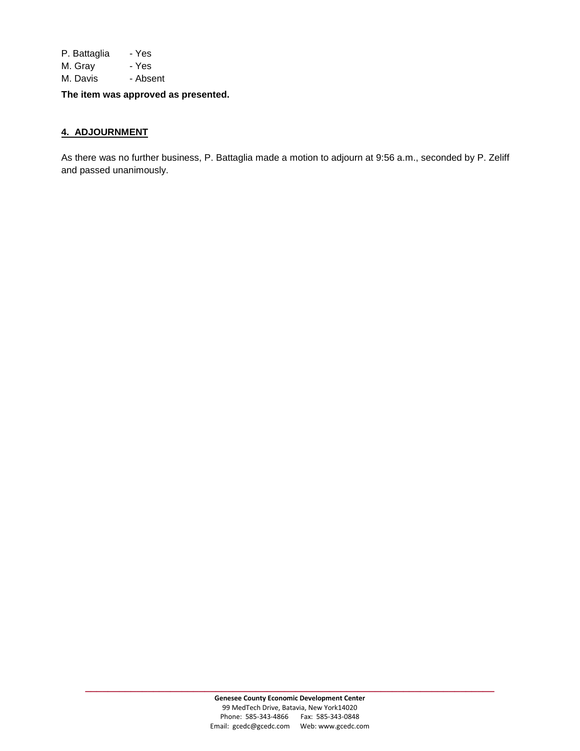P. Battaglia - Yes
M. Gray - Yes
M. Davis - Absent

**The item was approved as presented.**

**4. ADJOURNMENT**

As there was no further business, P. Battaglia made a motion to adjourn at 9:56 a.m., seconded by P. Zeliff and passed unanimously.